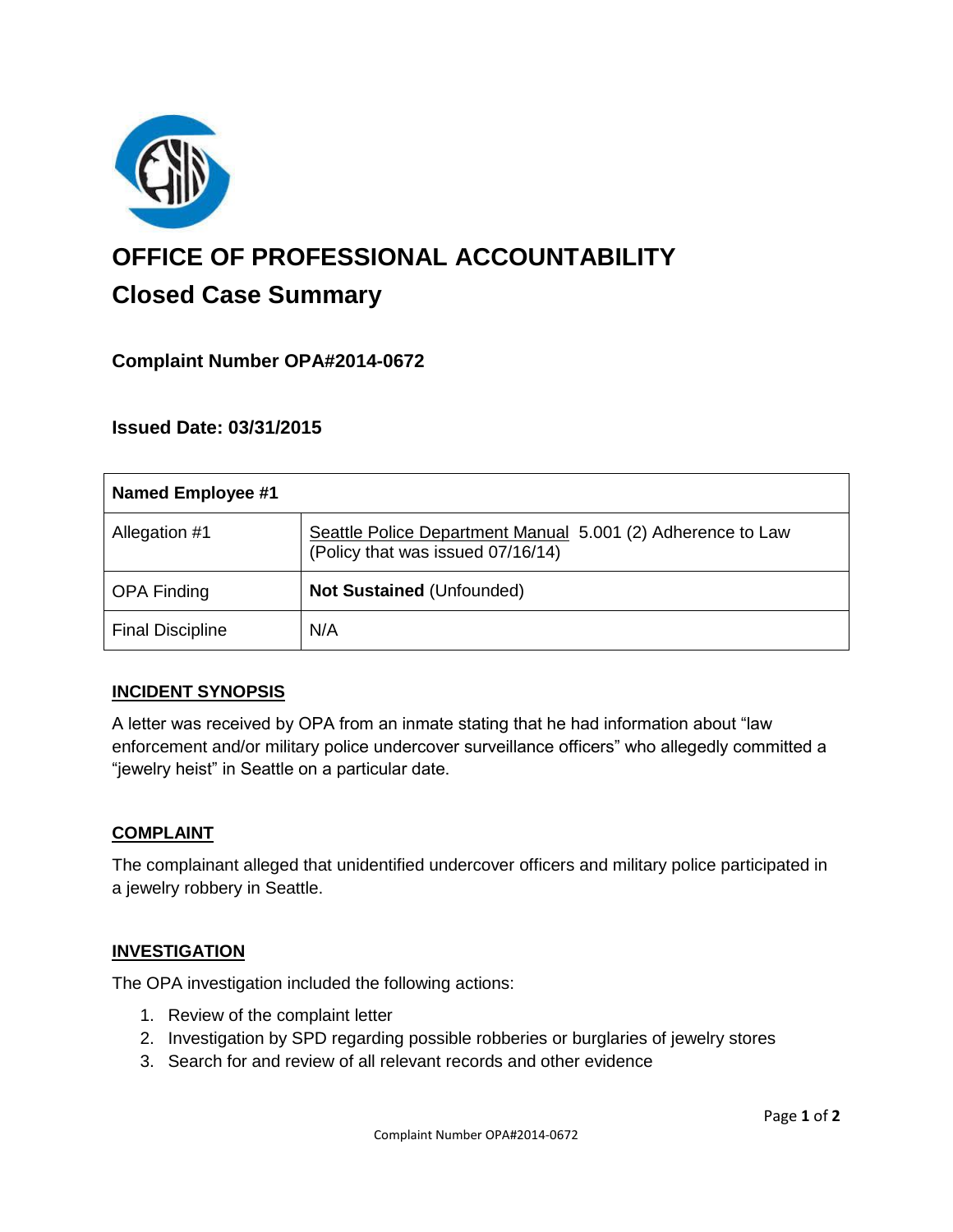# OFFICE OF PROFESSIONAL ACCOUNTABILITY

## Closed Case Summary

### Complaint Number OPA#2014-0672

### Issued Date: 03/31/2015

| Named Employee #1 | |
|---|---|
| Allegation #1 | Seattle Police Department Manual 5.001 (2) Adherence to Law (Policy that was issued 07/16/14) |
| OPA Finding | **Not Sustained** (Unfounded) |
| Final Discipline | N/A |

#### INCIDENT SYNOPSIS

A letter was received by OPA from an inmate stating that he had information about "law enforcement and/or military police undercover surveillance officers" who allegedly committed a "jewelry heist" in Seattle on a particular date.

#### COMPLAINT

The complainant alleged that unidentified undercover officers and military police participated in a jewelry robbery in Seattle.

#### INVESTIGATION

The OPA investigation included the following actions:

1. Review of the complaint letter
2. Investigation by SPD regarding possible robberies or burglaries of jewelry stores
3. Search for and review of all relevant records and other evidence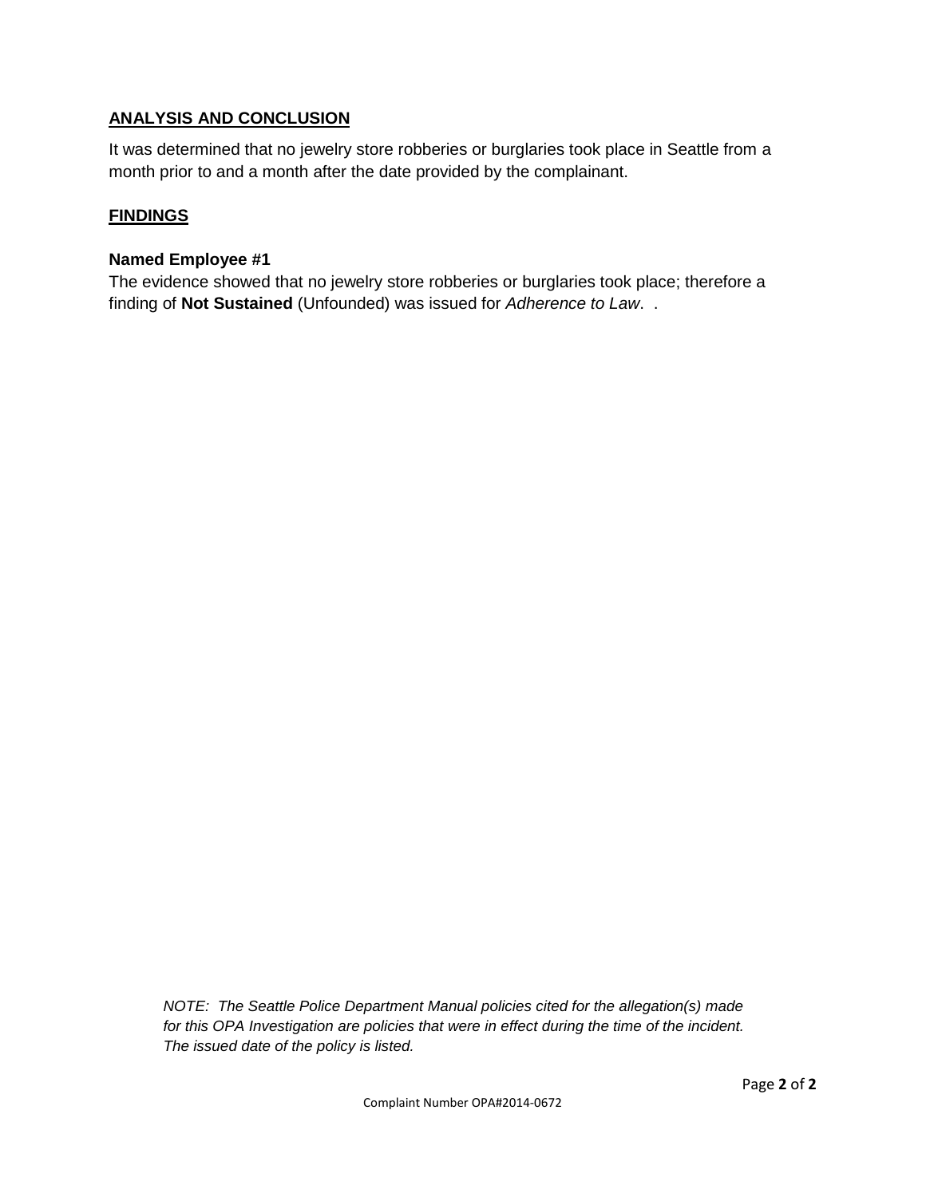## ANALYSIS AND CONCLUSION

It was determined that no jewelry store robberies or burglaries took place in Seattle from a month prior to and a month after the date provided by the complainant.

## FINDINGS

**Named Employee #1**

The evidence showed that no jewelry store robberies or burglaries took place; therefore a finding of **Not Sustained** (Unfounded) was issued for *Adherence to Law*. .

*NOTE: The Seattle Police Department Manual policies cited for the allegation(s) made for this OPA Investigation are policies that were in effect during the time of the incident. The issued date of the policy is listed.*

Complaint Number OPA#2014-0672